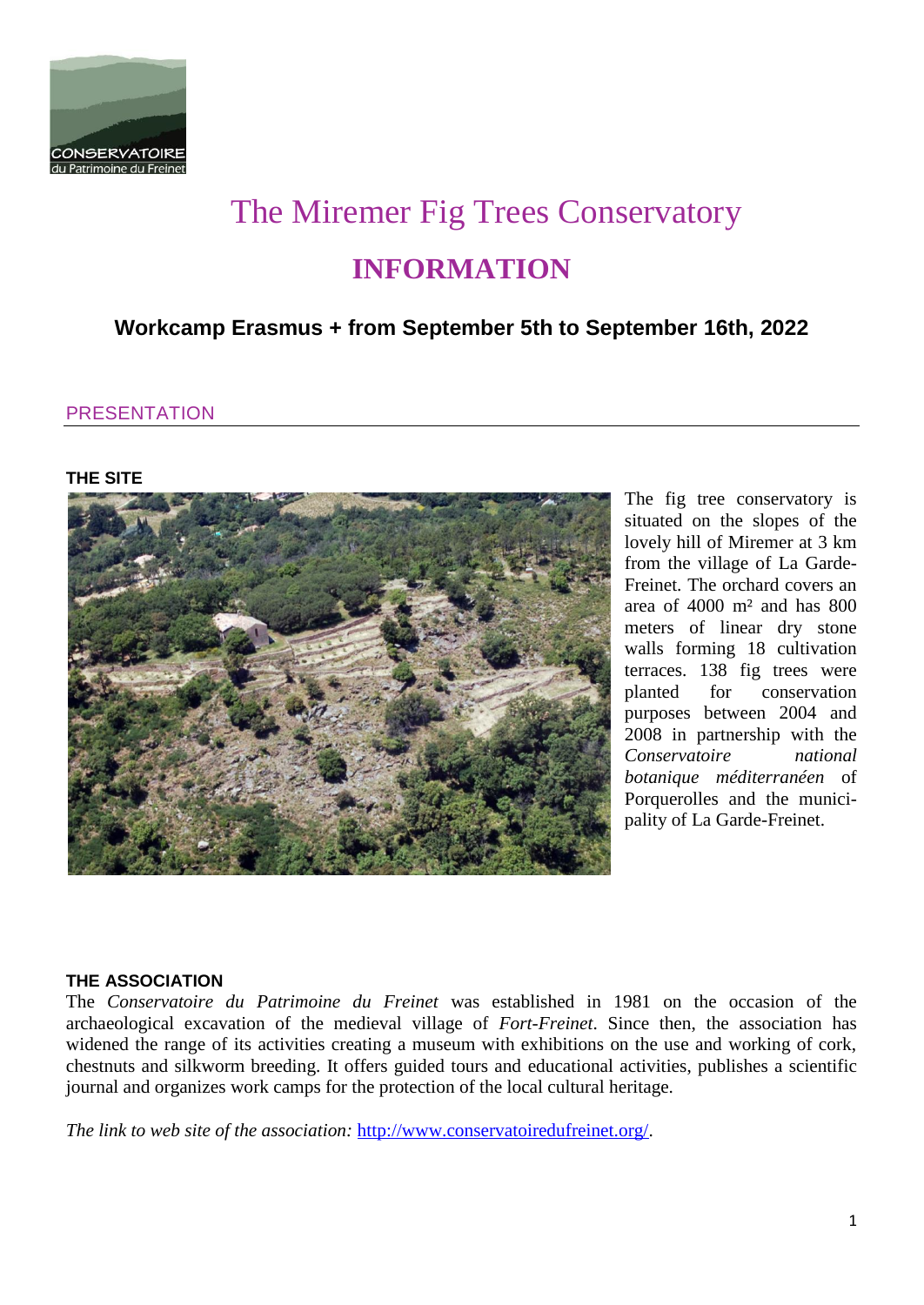# The Miremer Fig Trees Conservatory

## INFORMATION

### Workcamp Erasmus + from September 5th to September 16th, 2022

## PRESENTATION

### THE SITE

The fig tree conservatory is situated on the slopes of the lovely hill of Miremer at 3 km from the village of La Garde-Freinet. The orchard covers an area of 4000 m² and has 800 meters of linear dry stone walls forming 18 cultivation terraces. 138 fig trees were planted for conservation purposes between 2004 and 2008 in partnership with the *Conservatoire national botanique méditerranéen* of Porquerolles and the municipality of La Garde-Freinet.

### THE ASSOCIATION

The *Conservatoire du Patrimoine du Freinet* was established in 1981 on the occasion of the archaeological excavation of the medieval village of *Fort-Freinet*. Since then, the association has widened the range of its activities creating a museum with exhibitions on the use and working of cork, chestnuts and silkworm breeding. It offers guided tours and educational activities, publishes a scientific journal and organizes work camps for the protection of the local cultural heritage.

*The link to web site of the association:* http://www.conservatoiredufreinet.org/.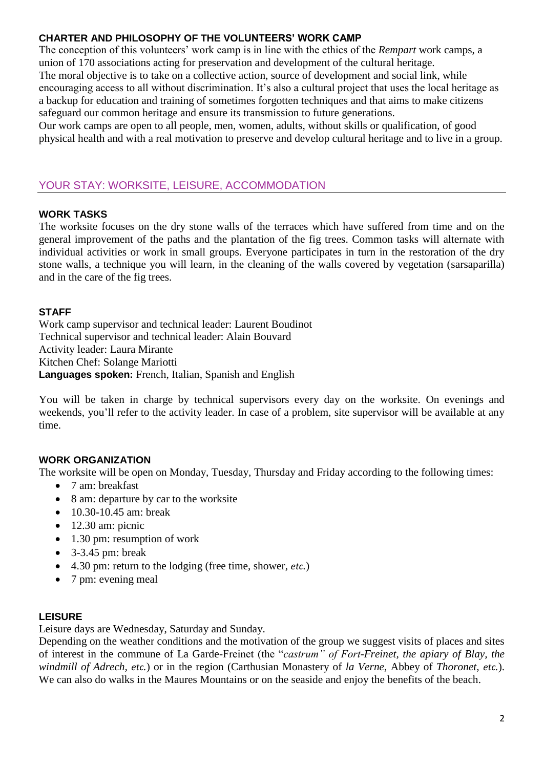**CHARTER AND PHILOSOPHY OF THE VOLUNTEERS' WORK CAMP**

The conception of this volunteers' work camp is in line with the ethics of the *Rempart* work camps, a union of 170 associations acting for preservation and development of the cultural heritage.
The moral objective is to take on a collective action, source of development and social link, while encouraging access to all without discrimination. It's also a cultural project that uses the local heritage as a backup for education and training of sometimes forgotten techniques and that aims to make citizens safeguard our common heritage and ensure its transmission to future generations.
Our work camps are open to all people, men, women, adults, without skills or qualification, of good physical health and with a real motivation to preserve and develop cultural heritage and to live in a group.

## YOUR STAY: WORKSITE, LEISURE, ACCOMMODATION

**WORK TASKS**

The worksite focuses on the dry stone walls of the terraces which have suffered from time and on the general improvement of the paths and the plantation of the fig trees. Common tasks will alternate with individual activities or work in small groups. Everyone participates in turn in the restoration of the dry stone walls, a technique you will learn, in the cleaning of the walls covered by vegetation (sarsaparilla) and in the care of the fig trees.

**STAFF**

Work camp supervisor and technical leader: Laurent Boudinot
Technical supervisor and technical leader: Alain Bouvard
Activity leader: Laura Mirante
Kitchen Chef: Solange Mariotti
**Languages spoken:** French, Italian, Spanish and English

You will be taken in charge by technical supervisors every day on the worksite. On evenings and weekends, you'll refer to the activity leader. In case of a problem, site supervisor will be available at any time.

**WORK ORGANIZATION**

The worksite will be open on Monday, Tuesday, Thursday and Friday according to the following times:

- 7 am: breakfast
- 8 am: departure by car to the worksite
- 10.30-10.45 am: break
- 12.30 am: picnic
- 1.30 pm: resumption of work
- 3-3.45 pm: break
- 4.30 pm: return to the lodging (free time, shower, *etc.*)
- 7 pm: evening meal

**LEISURE**

Leisure days are Wednesday, Saturday and Sunday.
Depending on the weather conditions and the motivation of the group we suggest visits of places and sites of interest in the commune of La Garde-Freinet (the "*castrum" of Fort-Freinet, the apiary of Blay, the windmill of Adrech, etc.*) or in the region (Carthusian Monastery of *la Verne*, Abbey of *Thoronet, etc.*). We can also do walks in the Maures Mountains or on the seaside and enjoy the benefits of the beach.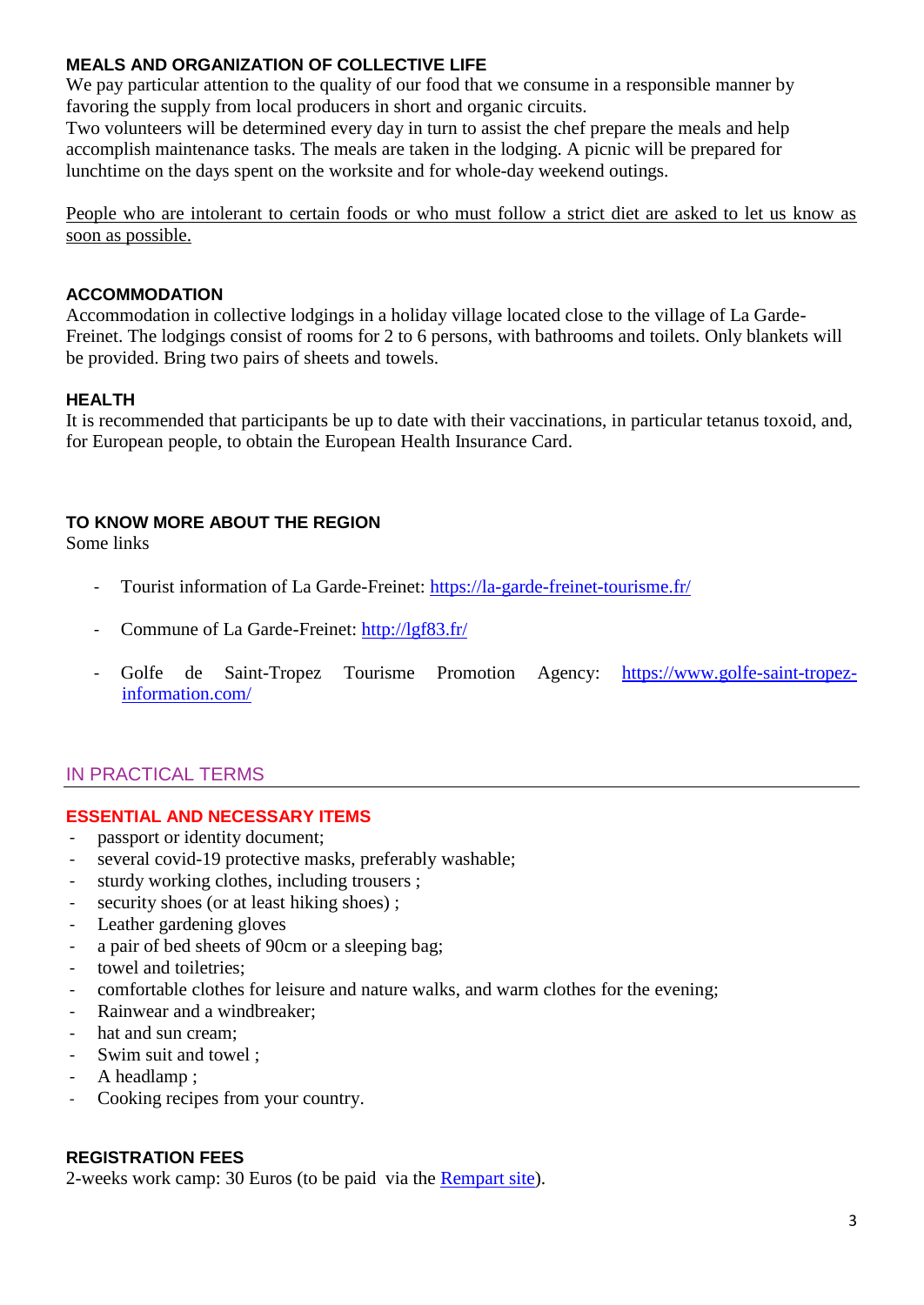### MEALS AND ORGANIZATION OF COLLECTIVE LIFE

We pay particular attention to the quality of our food that we consume in a responsible manner by favoring the supply from local producers in short and organic circuits.
Two volunteers will be determined every day in turn to assist the chef prepare the meals and help accomplish maintenance tasks. The meals are taken in the lodging. A picnic will be prepared for lunchtime on the days spent on the worksite and for whole-day weekend outings.

People who are intolerant to certain foods or who must follow a strict diet are asked to let us know as soon as possible.

### ACCOMMODATION

Accommodation in collective lodgings in a holiday village located close to the village of La Garde-Freinet. The lodgings consist of rooms for 2 to 6 persons, with bathrooms and toilets. Only blankets will be provided. Bring two pairs of sheets and towels.

### HEALTH

It is recommended that participants be up to date with their vaccinations, in particular tetanus toxoid, and, for European people, to obtain the European Health Insurance Card.

### TO KNOW MORE ABOUT THE REGION

Some links

- Tourist information of La Garde-Freinet: https://la-garde-freinet-tourisme.fr/
- Commune of La Garde-Freinet: http://lgf83.fr/
- Golfe de Saint-Tropez Tourisme Promotion Agency: https://www.golfe-saint-tropez-information.com/

## IN PRACTICAL TERMS

### ESSENTIAL AND NECESSARY ITEMS

- passport or identity document;
- several covid-19 protective masks, preferably washable;
- sturdy working clothes, including trousers ;
- security shoes (or at least hiking shoes) ;
- Leather gardening gloves
- a pair of bed sheets of 90cm or a sleeping bag;
- towel and toiletries;
- comfortable clothes for leisure and nature walks, and warm clothes for the evening;
- Rainwear and a windbreaker;
- hat and sun cream;
- Swim suit and towel ;
- A headlamp ;
- Cooking recipes from your country.

### REGISTRATION FEES

2-weeks work camp: 30 Euros (to be paid via the Rempart site).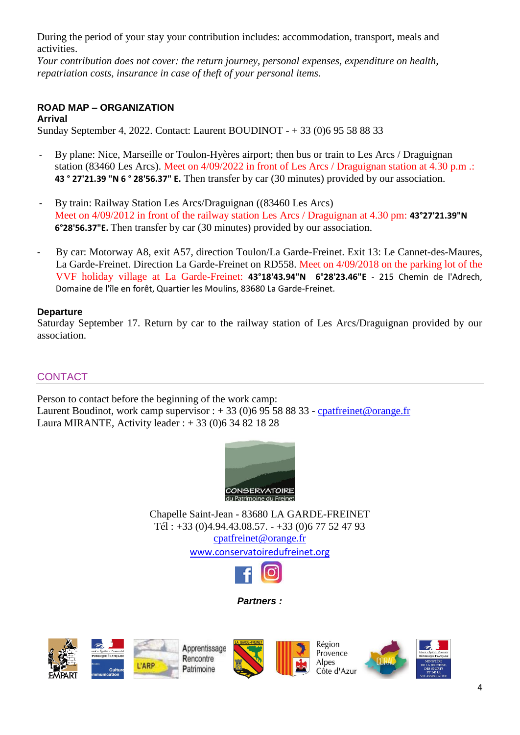During the period of your stay your contribution includes: accommodation, transport, meals and activities.

*Your contribution does not cover: the return journey, personal expenses, expenditure on health, repatriation costs, insurance in case of theft of your personal items.*

## ROAD MAP – ORGANIZATION

### Arrival

Sunday September 4, 2022. Contact: Laurent BOUDINOT - + 33 (0)6 95 58 88 33

- By plane: Nice, Marseille or Toulon-Hyères airport; then bus or train to Les Arcs / Draguignan station (83460 Les Arcs). Meet on 4/09/2022 in front of Les Arcs / Draguignan station at 4.30 p.m .: **43 ° 27'21.39 "N 6 ° 28'56.37" E.** Then transfer by car (30 minutes) provided by our association.
- By train: Railway Station Les Arcs/Draguignan ((83460 Les Arcs) Meet on 4/09/2012 in front of the railway station Les Arcs / Draguignan at 4.30 pm: **43°27'21.39"N 6°28'56.37"E.** Then transfer by car (30 minutes) provided by our association.
- By car: Motorway A8, exit A57, direction Toulon/La Garde-Freinet. Exit 13: Le Cannet-des-Maures, La Garde-Freinet. Direction La Garde-Freinet on RD558. Meet on 4/09/2018 on the parking lot of the VVF holiday village at La Garde-Freinet: **43°18'43.94"N 6°28'23.46"E** - 215 Chemin de l'Adrech, Domaine de l'île en forêt, Quartier les Moulins, 83680 La Garde-Freinet.

### Departure

Saturday September 17. Return by car to the railway station of Les Arcs/Draguignan provided by our association.

## CONTACT

Person to contact before the beginning of the work camp:
Laurent Boudinot, work camp supervisor : + 33 (0)6 95 58 88 33 - cpatfreinet@orange.fr
Laura MIRANTE, Activity leader : + 33 (0)6 34 82 18 28

CONSERVATOIRE du Patrimoine du Freinet

Chapelle Saint-Jean - 83680 LA GARDE-FREINET
Tél : +33 (0)4.94.43.08.57. - +33 (0)6 77 52 47 93
cpatfreinet@orange.fr
www.conservatoiredufreinet.org

***Partners :***

EMPART · L'ARP Apprentissage Rencontre Patrimoine · LA GARDE-FREINET · Région Provence Alpes Côte d'Azur · CORAC · Ministère de la Jeunesse, des Sports et de la Vie Associative